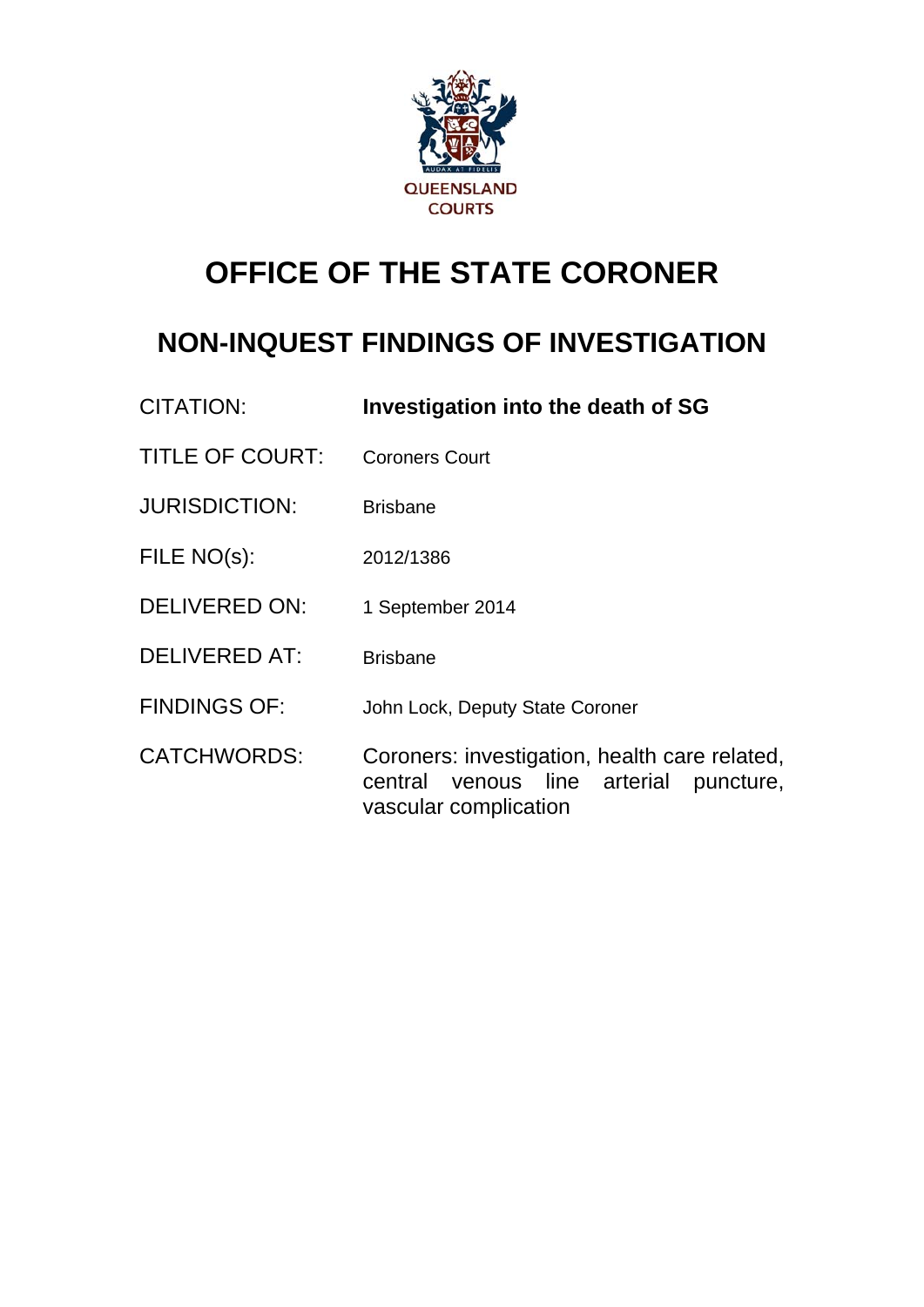QUEENSLAND COURTS

# OFFICE OF THE STATE CORONER

## NON-INQUEST FINDINGS OF INVESTIGATION

| | |
|---|---|
| CITATION: | **Investigation into the death of SG** |
| TITLE OF COURT: | Coroners Court |
| JURISDICTION: | Brisbane |
| FILE NO(s): | 2012/1386 |
| DELIVERED ON: | 1 September 2014 |
| DELIVERED AT: | Brisbane |
| FINDINGS OF: | John Lock, Deputy State Coroner |
| CATCHWORDS: | Coroners: investigation, health care related, central venous line arterial puncture, vascular complication |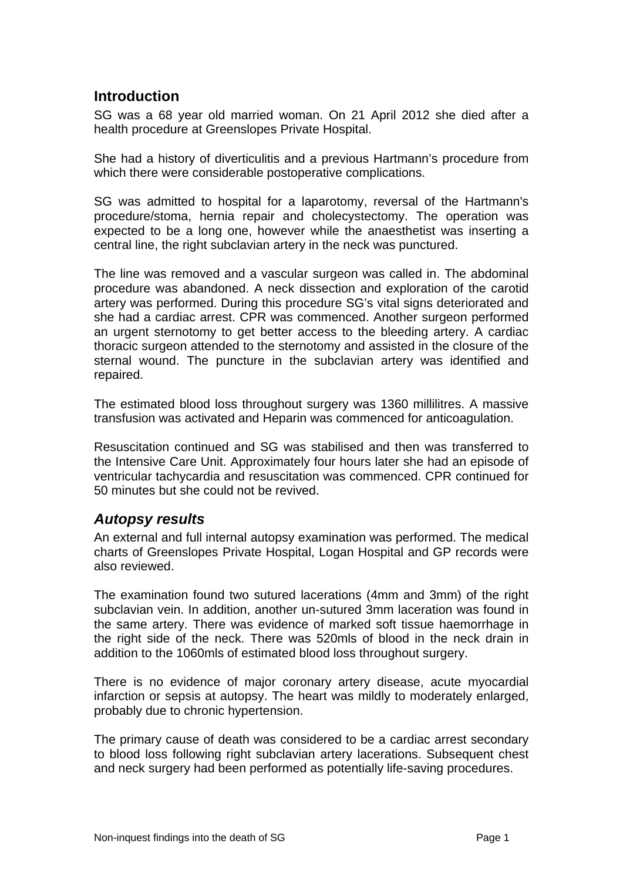## Introduction

SG was a 68 year old married woman. On 21 April 2012 she died after a health procedure at Greenslopes Private Hospital.

She had a history of diverticulitis and a previous Hartmann's procedure from which there were considerable postoperative complications.

SG was admitted to hospital for a laparotomy, reversal of the Hartmann's procedure/stoma, hernia repair and cholecystectomy. The operation was expected to be a long one, however while the anaesthetist was inserting a central line, the right subclavian artery in the neck was punctured.

The line was removed and a vascular surgeon was called in. The abdominal procedure was abandoned. A neck dissection and exploration of the carotid artery was performed. During this procedure SG's vital signs deteriorated and she had a cardiac arrest. CPR was commenced. Another surgeon performed an urgent sternotomy to get better access to the bleeding artery. A cardiac thoracic surgeon attended to the sternotomy and assisted in the closure of the sternal wound. The puncture in the subclavian artery was identified and repaired.

The estimated blood loss throughout surgery was 1360 millilitres. A massive transfusion was activated and Heparin was commenced for anticoagulation.

Resuscitation continued and SG was stabilised and then was transferred to the Intensive Care Unit. Approximately four hours later she had an episode of ventricular tachycardia and resuscitation was commenced. CPR continued for 50 minutes but she could not be revived.

### *Autopsy results*

An external and full internal autopsy examination was performed. The medical charts of Greenslopes Private Hospital, Logan Hospital and GP records were also reviewed.

The examination found two sutured lacerations (4mm and 3mm) of the right subclavian vein. In addition, another un-sutured 3mm laceration was found in the same artery. There was evidence of marked soft tissue haemorrhage in the right side of the neck. There was 520mls of blood in the neck drain in addition to the 1060mls of estimated blood loss throughout surgery.

There is no evidence of major coronary artery disease, acute myocardial infarction or sepsis at autopsy. The heart was mildly to moderately enlarged, probably due to chronic hypertension.

The primary cause of death was considered to be a cardiac arrest secondary to blood loss following right subclavian artery lacerations. Subsequent chest and neck surgery had been performed as potentially life-saving procedures.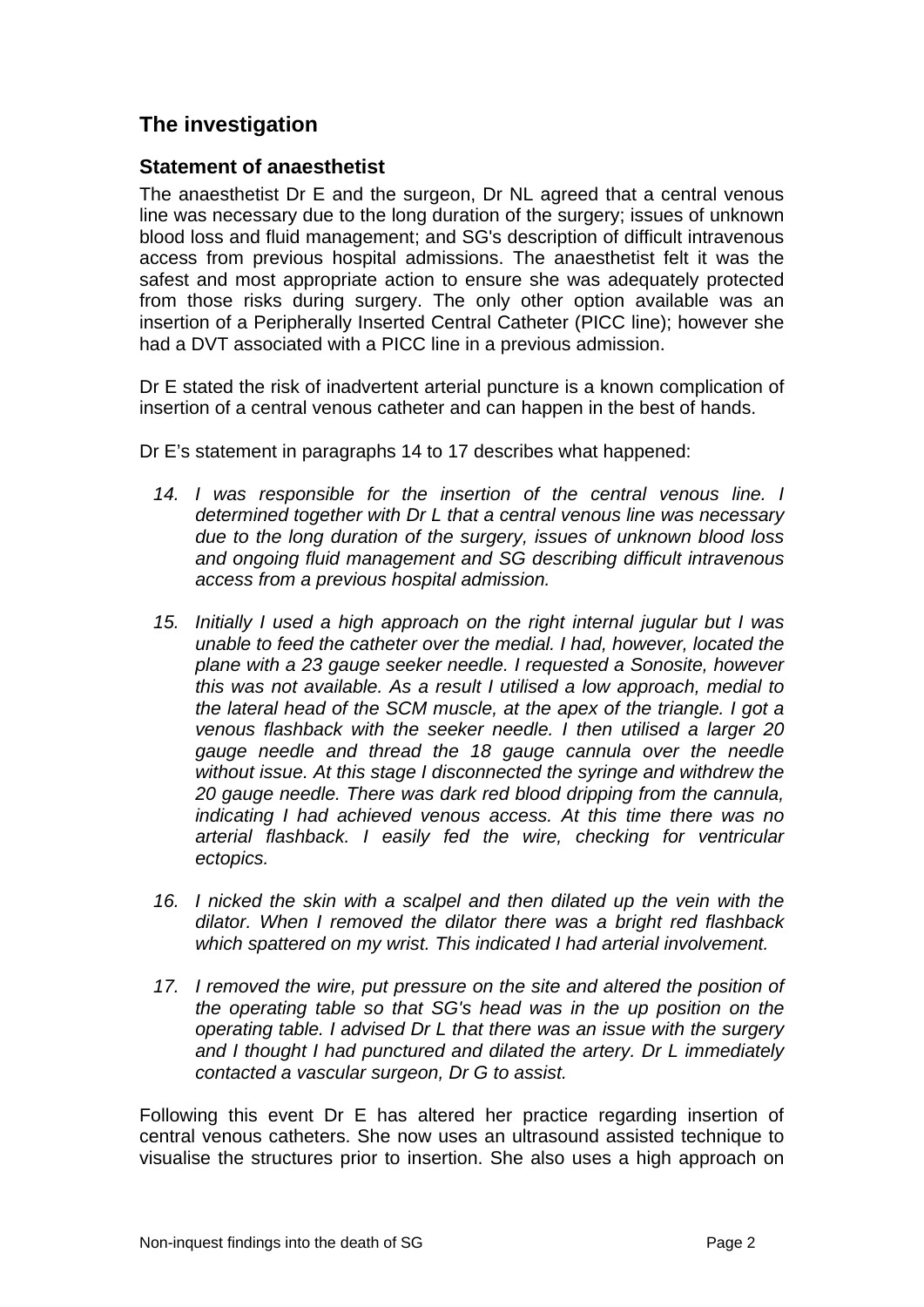## The investigation

### Statement of anaesthetist

The anaesthetist Dr E and the surgeon, Dr NL agreed that a central venous line was necessary due to the long duration of the surgery; issues of unknown blood loss and fluid management; and SG's description of difficult intravenous access from previous hospital admissions. The anaesthetist felt it was the safest and most appropriate action to ensure she was adequately protected from those risks during surgery. The only other option available was an insertion of a Peripherally Inserted Central Catheter (PICC line); however she had a DVT associated with a PICC line in a previous admission.

Dr E stated the risk of inadvertent arterial puncture is a known complication of insertion of a central venous catheter and can happen in the best of hands.

Dr E's statement in paragraphs 14 to 17 describes what happened:

> 14. *I was responsible for the insertion of the central venous line. I determined together with Dr L that a central venous line was necessary due to the long duration of the surgery, issues of unknown blood loss and ongoing fluid management and SG describing difficult intravenous access from a previous hospital admission.*
>
> 15. *Initially I used a high approach on the right internal jugular but I was unable to feed the catheter over the medial. I had, however, located the plane with a 23 gauge seeker needle. I requested a Sonosite, however this was not available. As a result I utilised a low approach, medial to the lateral head of the SCM muscle, at the apex of the triangle. I got a venous flashback with the seeker needle. I then utilised a larger 20 gauge needle and thread the 18 gauge cannula over the needle without issue. At this stage I disconnected the syringe and withdrew the 20 gauge needle. There was dark red blood dripping from the cannula, indicating I had achieved venous access. At this time there was no arterial flashback. I easily fed the wire, checking for ventricular ectopics.*
>
> 16. *I nicked the skin with a scalpel and then dilated up the vein with the dilator. When I removed the dilator there was a bright red flashback which spattered on my wrist. This indicated I had arterial involvement.*
>
> 17. *I removed the wire, put pressure on the site and altered the position of the operating table so that SG's head was in the up position on the operating table. I advised Dr L that there was an issue with the surgery and I thought I had punctured and dilated the artery. Dr L immediately contacted a vascular surgeon, Dr G to assist.*

Following this event Dr E has altered her practice regarding insertion of central venous catheters. She now uses an ultrasound assisted technique to visualise the structures prior to insertion. She also uses a high approach on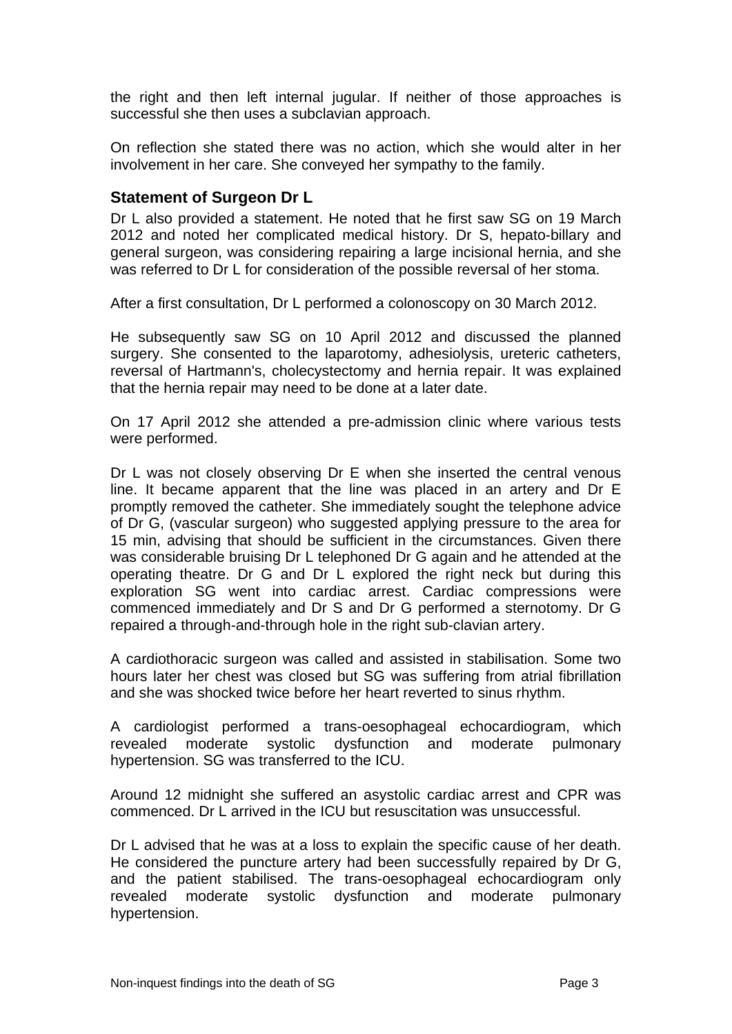the right and then left internal jugular. If neither of those approaches is successful she then uses a subclavian approach.

On reflection she stated there was no action, which she would alter in her involvement in her care. She conveyed her sympathy to the family.

### Statement of Surgeon Dr L

Dr L also provided a statement. He noted that he first saw SG on 19 March 2012 and noted her complicated medical history. Dr S, hepato-billary and general surgeon, was considering repairing a large incisional hernia, and she was referred to Dr L for consideration of the possible reversal of her stoma.

After a first consultation, Dr L performed a colonoscopy on 30 March 2012.

He subsequently saw SG on 10 April 2012 and discussed the planned surgery. She consented to the laparotomy, adhesiolysis, ureteric catheters, reversal of Hartmann's, cholecystectomy and hernia repair. It was explained that the hernia repair may need to be done at a later date.

On 17 April 2012 she attended a pre-admission clinic where various tests were performed.

Dr L was not closely observing Dr E when she inserted the central venous line. It became apparent that the line was placed in an artery and Dr E promptly removed the catheter. She immediately sought the telephone advice of Dr G, (vascular surgeon) who suggested applying pressure to the area for 15 min, advising that should be sufficient in the circumstances. Given there was considerable bruising Dr L telephoned Dr G again and he attended at the operating theatre. Dr G and Dr L explored the right neck but during this exploration SG went into cardiac arrest. Cardiac compressions were commenced immediately and Dr S and Dr G performed a sternotomy. Dr G repaired a through-and-through hole in the right sub-clavian artery.

A cardiothoracic surgeon was called and assisted in stabilisation. Some two hours later her chest was closed but SG was suffering from atrial fibrillation and she was shocked twice before her heart reverted to sinus rhythm.

A cardiologist performed a trans-oesophageal echocardiogram, which revealed moderate systolic dysfunction and moderate pulmonary hypertension. SG was transferred to the ICU.

Around 12 midnight she suffered an asystolic cardiac arrest and CPR was commenced. Dr L arrived in the ICU but resuscitation was unsuccessful.

Dr L advised that he was at a loss to explain the specific cause of her death. He considered the puncture artery had been successfully repaired by Dr G, and the patient stabilised. The trans-oesophageal echocardiogram only revealed moderate systolic dysfunction and moderate pulmonary hypertension.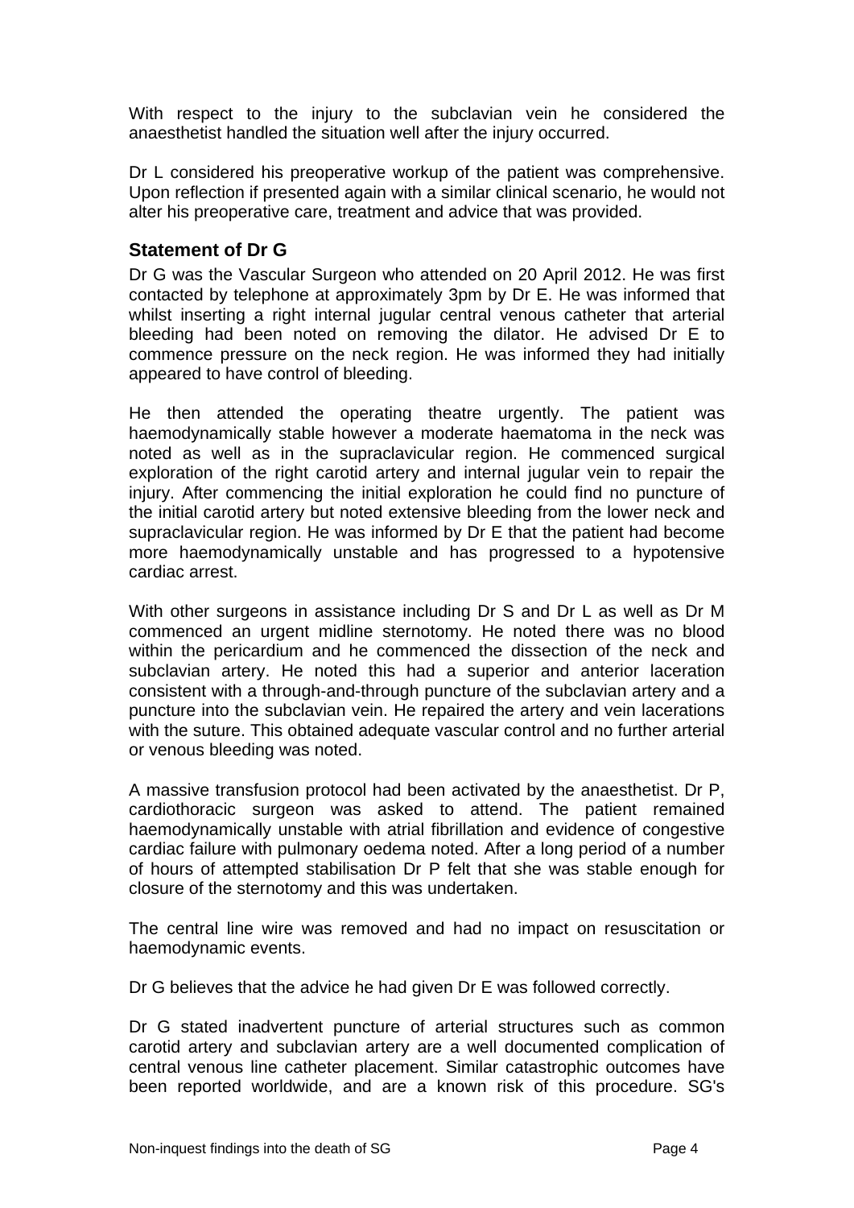With respect to the injury to the subclavian vein he considered the anaesthetist handled the situation well after the injury occurred.

Dr L considered his preoperative workup of the patient was comprehensive. Upon reflection if presented again with a similar clinical scenario, he would not alter his preoperative care, treatment and advice that was provided.

### Statement of Dr G

Dr G was the Vascular Surgeon who attended on 20 April 2012. He was first contacted by telephone at approximately 3pm by Dr E. He was informed that whilst inserting a right internal jugular central venous catheter that arterial bleeding had been noted on removing the dilator. He advised Dr E to commence pressure on the neck region. He was informed they had initially appeared to have control of bleeding.

He then attended the operating theatre urgently. The patient was haemodynamically stable however a moderate haematoma in the neck was noted as well as in the supraclavicular region. He commenced surgical exploration of the right carotid artery and internal jugular vein to repair the injury. After commencing the initial exploration he could find no puncture of the initial carotid artery but noted extensive bleeding from the lower neck and supraclavicular region. He was informed by Dr E that the patient had become more haemodynamically unstable and has progressed to a hypotensive cardiac arrest.

With other surgeons in assistance including Dr S and Dr L as well as Dr M commenced an urgent midline sternotomy. He noted there was no blood within the pericardium and he commenced the dissection of the neck and subclavian artery. He noted this had a superior and anterior laceration consistent with a through-and-through puncture of the subclavian artery and a puncture into the subclavian vein. He repaired the artery and vein lacerations with the suture. This obtained adequate vascular control and no further arterial or venous bleeding was noted.

A massive transfusion protocol had been activated by the anaesthetist. Dr P, cardiothoracic surgeon was asked to attend. The patient remained haemodynamically unstable with atrial fibrillation and evidence of congestive cardiac failure with pulmonary oedema noted. After a long period of a number of hours of attempted stabilisation Dr P felt that she was stable enough for closure of the sternotomy and this was undertaken.

The central line wire was removed and had no impact on resuscitation or haemodynamic events.

Dr G believes that the advice he had given Dr E was followed correctly.

Dr G stated inadvertent puncture of arterial structures such as common carotid artery and subclavian artery are a well documented complication of central venous line catheter placement. Similar catastrophic outcomes have been reported worldwide, and are a known risk of this procedure. SG's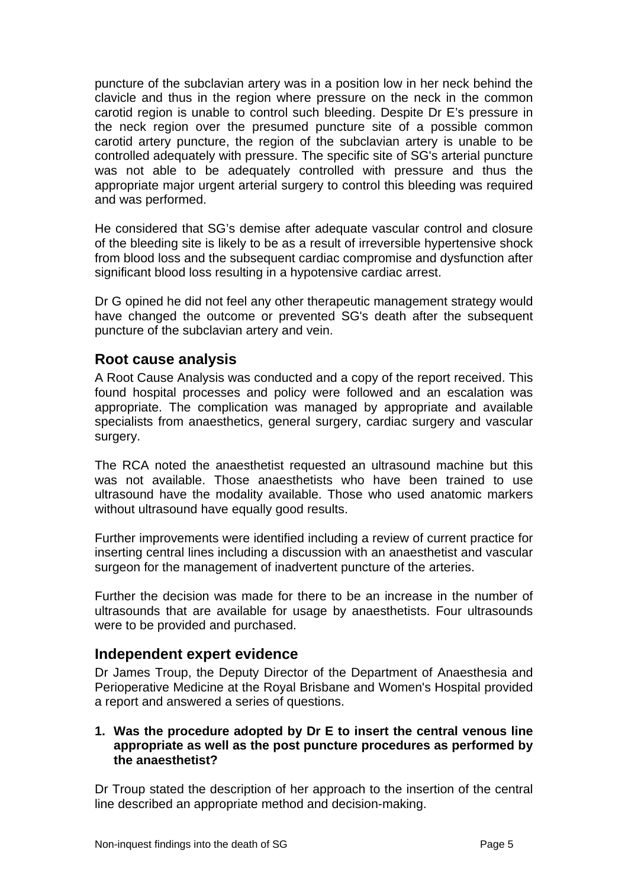puncture of the subclavian artery was in a position low in her neck behind the clavicle and thus in the region where pressure on the neck in the common carotid region is unable to control such bleeding. Despite Dr E's pressure in the neck region over the presumed puncture site of a possible common carotid artery puncture, the region of the subclavian artery is unable to be controlled adequately with pressure. The specific site of SG's arterial puncture was not able to be adequately controlled with pressure and thus the appropriate major urgent arterial surgery to control this bleeding was required and was performed.

He considered that SG's demise after adequate vascular control and closure of the bleeding site is likely to be as a result of irreversible hypertensive shock from blood loss and the subsequent cardiac compromise and dysfunction after significant blood loss resulting in a hypotensive cardiac arrest.

Dr G opined he did not feel any other therapeutic management strategy would have changed the outcome or prevented SG's death after the subsequent puncture of the subclavian artery and vein.

## Root cause analysis

A Root Cause Analysis was conducted and a copy of the report received. This found hospital processes and policy were followed and an escalation was appropriate. The complication was managed by appropriate and available specialists from anaesthetics, general surgery, cardiac surgery and vascular surgery.

The RCA noted the anaesthetist requested an ultrasound machine but this was not available. Those anaesthetists who have been trained to use ultrasound have the modality available. Those who used anatomic markers without ultrasound have equally good results.

Further improvements were identified including a review of current practice for inserting central lines including a discussion with an anaesthetist and vascular surgeon for the management of inadvertent puncture of the arteries.

Further the decision was made for there to be an increase in the number of ultrasounds that are available for usage by anaesthetists. Four ultrasounds were to be provided and purchased.

## Independent expert evidence

Dr James Troup, the Deputy Director of the Department of Anaesthesia and Perioperative Medicine at the Royal Brisbane and Women's Hospital provided a report and answered a series of questions.

1. **Was the procedure adopted by Dr E to insert the central venous line appropriate as well as the post puncture procedures as performed by the anaesthetist?**

Dr Troup stated the description of her approach to the insertion of the central line described an appropriate method and decision-making.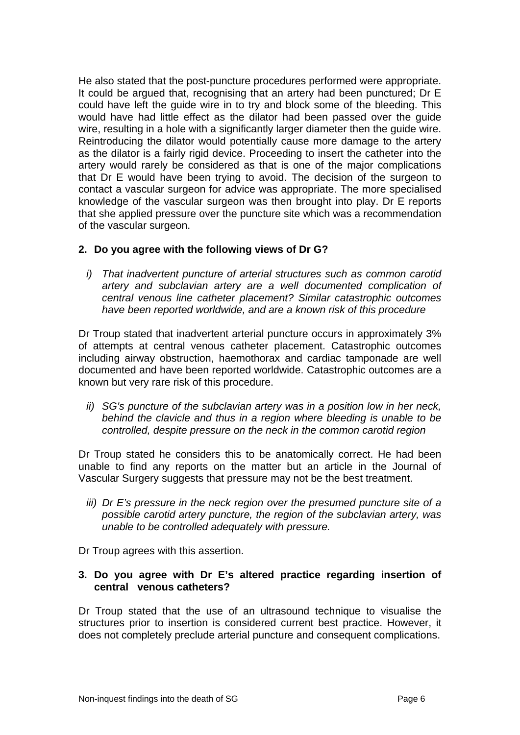He also stated that the post-puncture procedures performed were appropriate. It could be argued that, recognising that an artery had been punctured; Dr E could have left the guide wire in to try and block some of the bleeding. This would have had little effect as the dilator had been passed over the guide wire, resulting in a hole with a significantly larger diameter then the guide wire. Reintroducing the dilator would potentially cause more damage to the artery as the dilator is a fairly rigid device. Proceeding to insert the catheter into the artery would rarely be considered as that is one of the major complications that Dr E would have been trying to avoid. The decision of the surgeon to contact a vascular surgeon for advice was appropriate. The more specialised knowledge of the vascular surgeon was then brought into play. Dr E reports that she applied pressure over the puncture site which was a recommendation of the vascular surgeon.

**2. Do you agree with the following views of Dr G?**

*i) That inadvertent puncture of arterial structures such as common carotid artery and subclavian artery are a well documented complication of central venous line catheter placement? Similar catastrophic outcomes have been reported worldwide, and are a known risk of this procedure*

Dr Troup stated that inadvertent arterial puncture occurs in approximately 3% of attempts at central venous catheter placement. Catastrophic outcomes including airway obstruction, haemothorax and cardiac tamponade are well documented and have been reported worldwide. Catastrophic outcomes are a known but very rare risk of this procedure.

*ii) SG's puncture of the subclavian artery was in a position low in her neck, behind the clavicle and thus in a region where bleeding is unable to be controlled, despite pressure on the neck in the common carotid region*

Dr Troup stated he considers this to be anatomically correct. He had been unable to find any reports on the matter but an article in the Journal of Vascular Surgery suggests that pressure may not be the best treatment.

*iii) Dr E's pressure in the neck region over the presumed puncture site of a possible carotid artery puncture, the region of the subclavian artery, was unable to be controlled adequately with pressure.*

Dr Troup agrees with this assertion.

**3. Do you agree with Dr E's altered practice regarding insertion of central venous catheters?**

Dr Troup stated that the use of an ultrasound technique to visualise the structures prior to insertion is considered current best practice. However, it does not completely preclude arterial puncture and consequent complications.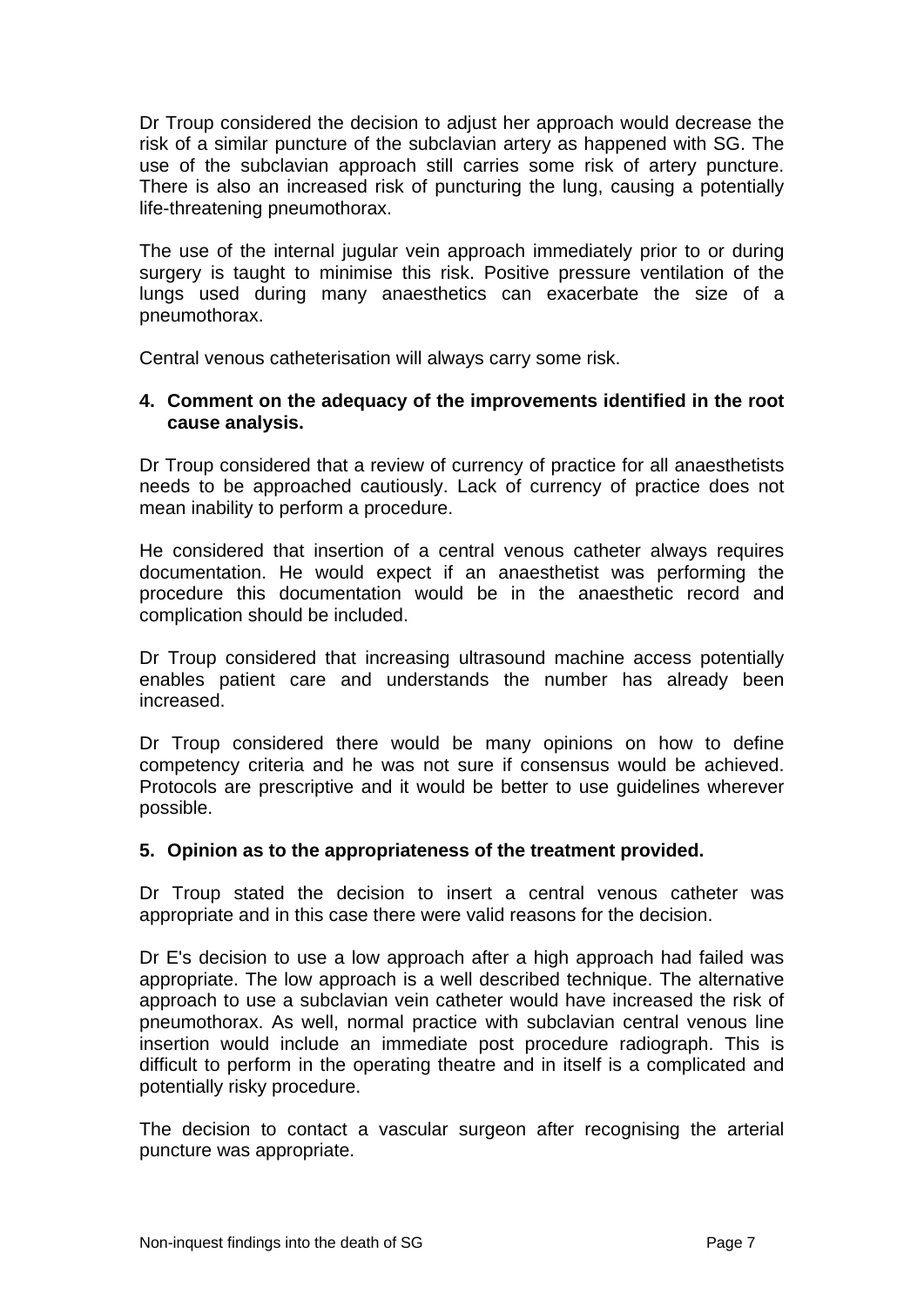Dr Troup considered the decision to adjust her approach would decrease the risk of a similar puncture of the subclavian artery as happened with SG. The use of the subclavian approach still carries some risk of artery puncture. There is also an increased risk of puncturing the lung, causing a potentially life-threatening pneumothorax.

The use of the internal jugular vein approach immediately prior to or during surgery is taught to minimise this risk. Positive pressure ventilation of the lungs used during many anaesthetics can exacerbate the size of a pneumothorax.

Central venous catheterisation will always carry some risk.

**4. Comment on the adequacy of the improvements identified in the root cause analysis.**

Dr Troup considered that a review of currency of practice for all anaesthetists needs to be approached cautiously. Lack of currency of practice does not mean inability to perform a procedure.

He considered that insertion of a central venous catheter always requires documentation. He would expect if an anaesthetist was performing the procedure this documentation would be in the anaesthetic record and complication should be included.

Dr Troup considered that increasing ultrasound machine access potentially enables patient care and understands the number has already been increased.

Dr Troup considered there would be many opinions on how to define competency criteria and he was not sure if consensus would be achieved. Protocols are prescriptive and it would be better to use guidelines wherever possible.

**5. Opinion as to the appropriateness of the treatment provided.**

Dr Troup stated the decision to insert a central venous catheter was appropriate and in this case there were valid reasons for the decision.

Dr E's decision to use a low approach after a high approach had failed was appropriate. The low approach is a well described technique. The alternative approach to use a subclavian vein catheter would have increased the risk of pneumothorax. As well, normal practice with subclavian central venous line insertion would include an immediate post procedure radiograph. This is difficult to perform in the operating theatre and in itself is a complicated and potentially risky procedure.

The decision to contact a vascular surgeon after recognising the arterial puncture was appropriate.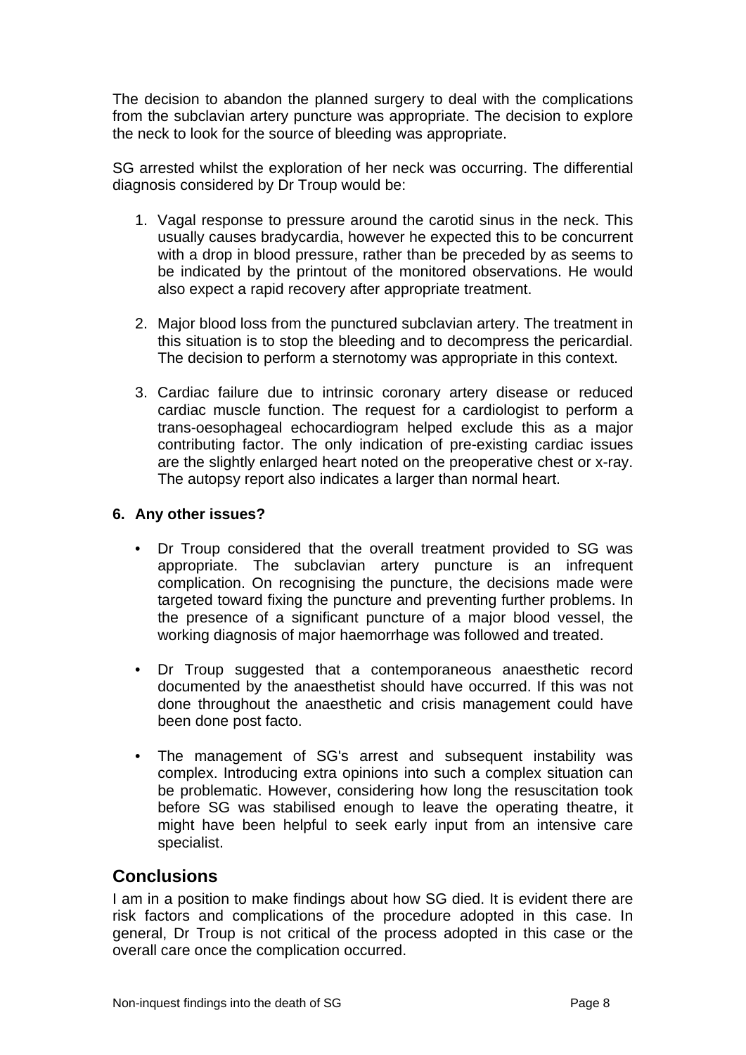The decision to abandon the planned surgery to deal with the complications from the subclavian artery puncture was appropriate. The decision to explore the neck to look for the source of bleeding was appropriate.

SG arrested whilst the exploration of her neck was occurring. The differential diagnosis considered by Dr Troup would be:

1. Vagal response to pressure around the carotid sinus in the neck. This usually causes bradycardia, however he expected this to be concurrent with a drop in blood pressure, rather than be preceded by as seems to be indicated by the printout of the monitored observations. He would also expect a rapid recovery after appropriate treatment.

2. Major blood loss from the punctured subclavian artery. The treatment in this situation is to stop the bleeding and to decompress the pericardial. The decision to perform a sternotomy was appropriate in this context.

3. Cardiac failure due to intrinsic coronary artery disease or reduced cardiac muscle function. The request for a cardiologist to perform a trans-oesophageal echocardiogram helped exclude this as a major contributing factor. The only indication of pre-existing cardiac issues are the slightly enlarged heart noted on the preoperative chest or x-ray. The autopsy report also indicates a larger than normal heart.

**6. Any other issues?**

- Dr Troup considered that the overall treatment provided to SG was appropriate. The subclavian artery puncture is an infrequent complication. On recognising the puncture, the decisions made were targeted toward fixing the puncture and preventing further problems. In the presence of a significant puncture of a major blood vessel, the working diagnosis of major haemorrhage was followed and treated.

- Dr Troup suggested that a contemporaneous anaesthetic record documented by the anaesthetist should have occurred. If this was not done throughout the anaesthetic and crisis management could have been done post facto.

- The management of SG's arrest and subsequent instability was complex. Introducing extra opinions into such a complex situation can be problematic. However, considering how long the resuscitation took before SG was stabilised enough to leave the operating theatre, it might have been helpful to seek early input from an intensive care specialist.

## Conclusions

I am in a position to make findings about how SG died. It is evident there are risk factors and complications of the procedure adopted in this case. In general, Dr Troup is not critical of the process adopted in this case or the overall care once the complication occurred.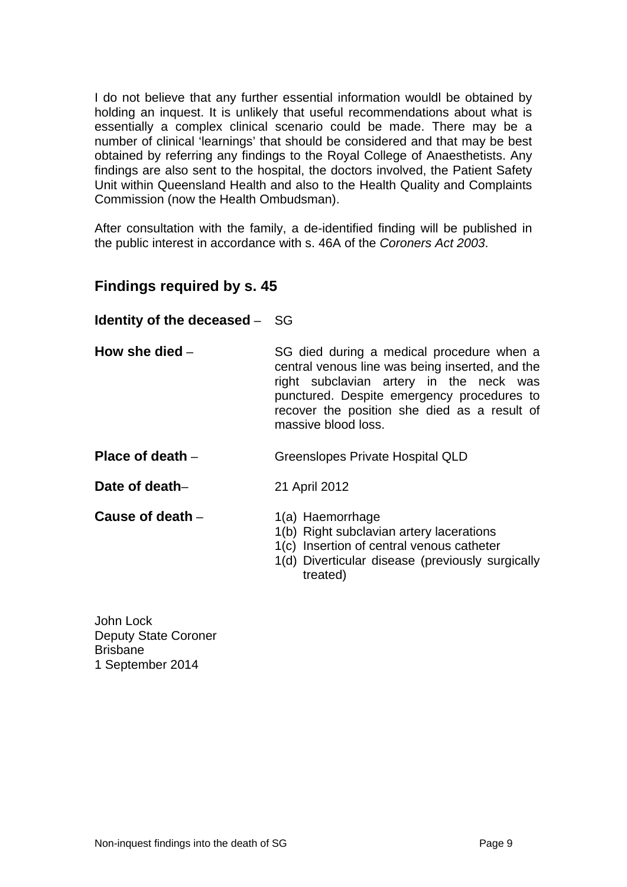I do not believe that any further essential information wouldl be obtained by holding an inquest. It is unlikely that useful recommendations about what is essentially a complex clinical scenario could be made. There may be a number of clinical 'learnings' that should be considered and that may be best obtained by referring any findings to the Royal College of Anaesthetists. Any findings are also sent to the hospital, the doctors involved, the Patient Safety Unit within Queensland Health and also to the Health Quality and Complaints Commission (now the Health Ombudsman).

After consultation with the family, a de-identified finding will be published in the public interest in accordance with s. 46A of the *Coroners Act 2003*.

## Findings required by s. 45

**Identity of the deceased** – SG

**How she died** – SG died during a medical procedure when a central venous line was being inserted, and the right subclavian artery in the neck was punctured. Despite emergency procedures to recover the position she died as a result of massive blood loss.

**Place of death** – Greenslopes Private Hospital QLD

**Date of death**– 21 April 2012

**Cause of death** –
1(a) Haemorrhage
1(b) Right subclavian artery lacerations
1(c) Insertion of central venous catheter
1(d) Diverticular disease (previously surgically treated)

John Lock
Deputy State Coroner
Brisbane
1 September 2014